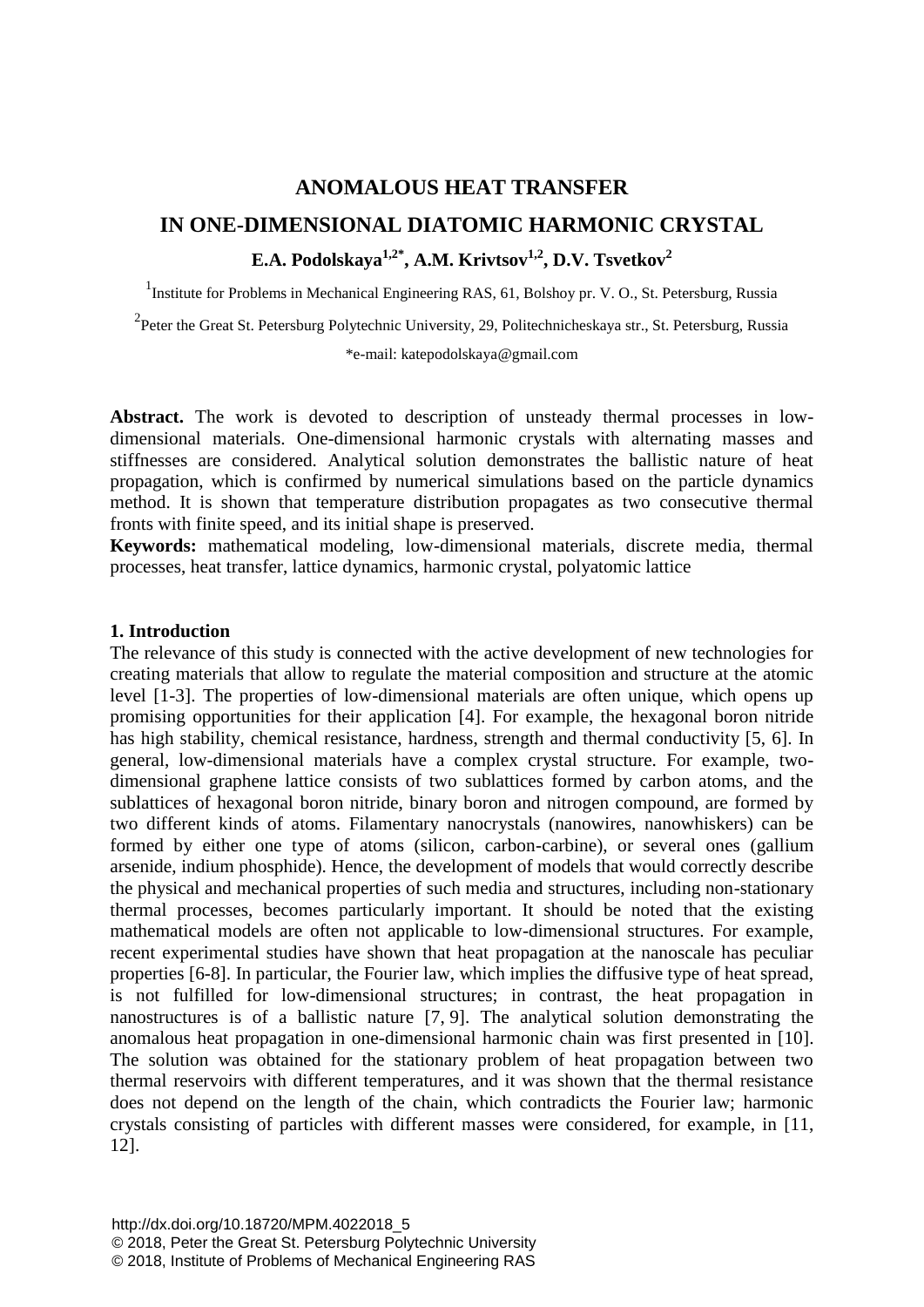# ANOMALOUS HEAT TRANSFER
# IN ONE-DIMENSIONAL DIATOMIC HARMONIC CRYSTAL

**E.A. Podolskaya[1,2*], A.M. Krivtsov[1,2], D.V. Tsvetkov[2]**

[1]Institute for Problems in Mechanical Engineering RAS, 61, Bolshoy pr. V. O., St. Petersburg, Russia

[2]Peter the Great St. Petersburg Polytechnic University, 29, Politechnicheskaya str., St. Petersburg, Russia

*e-mail: katepodolskaya@gmail.com

**Abstract.** The work is devoted to description of unsteady thermal processes in low-dimensional materials. One-dimensional harmonic crystals with alternating masses and stiffnesses are considered. Analytical solution demonstrates the ballistic nature of heat propagation, which is confirmed by numerical simulations based on the particle dynamics method. It is shown that temperature distribution propagates as two consecutive thermal fronts with finite speed, and its initial shape is preserved.

**Keywords:** mathematical modeling, low-dimensional materials, discrete media, thermal processes, heat transfer, lattice dynamics, harmonic crystal, polyatomic lattice

## 1. Introduction

The relevance of this study is connected with the active development of new technologies for creating materials that allow to regulate the material composition and structure at the atomic level [1-3]. The properties of low-dimensional materials are often unique, which opens up promising opportunities for their application [4]. For example, the hexagonal boron nitride has high stability, chemical resistance, hardness, strength and thermal conductivity [5, 6]. In general, low-dimensional materials have a complex crystal structure. For example, two-dimensional graphene lattice consists of two sublattices formed by carbon atoms, and the sublattices of hexagonal boron nitride, binary boron and nitrogen compound, are formed by two different kinds of atoms. Filamentary nanocrystals (nanowires, nanowhiskers) can be formed by either one type of atoms (silicon, carbon-carbine), or several ones (gallium arsenide, indium phosphide). Hence, the development of models that would correctly describe the physical and mechanical properties of such media and structures, including non-stationary thermal processes, becomes particularly important. It should be noted that the existing mathematical models are often not applicable to low-dimensional structures. For example, recent experimental studies have shown that heat propagation at the nanoscale has peculiar properties [6-8]. In particular, the Fourier law, which implies the diffusive type of heat spread, is not fulfilled for low-dimensional structures; in contrast, the heat propagation in nanostructures is of a ballistic nature [7, 9]. The analytical solution demonstrating the anomalous heat propagation in one-dimensional harmonic chain was first presented in [10]. The solution was obtained for the stationary problem of heat propagation between two thermal reservoirs with different temperatures, and it was shown that the thermal resistance does not depend on the length of the chain, which contradicts the Fourier law; harmonic crystals consisting of particles with different masses were considered, for example, in [11, 12].

http://dx.doi.org/10.18720/MPM.4022018_5
© 2018, Peter the Great St. Petersburg Polytechnic University
© 2018, Institute of Problems of Mechanical Engineering RAS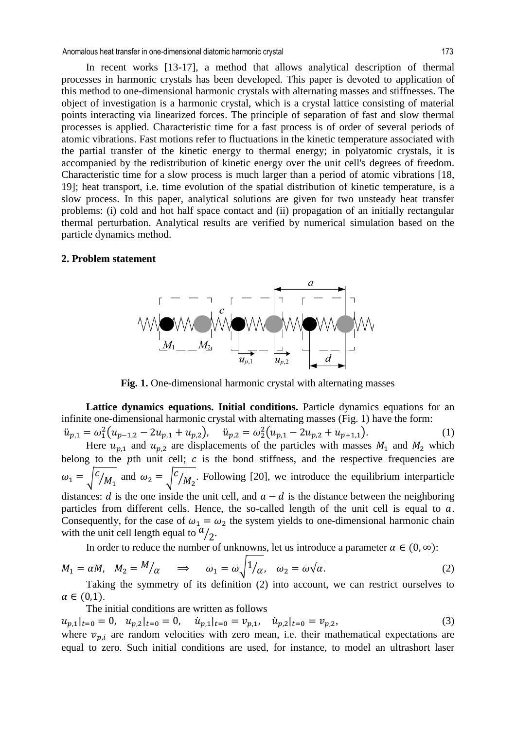In recent works [13-17], a method that allows analytical description of thermal processes in harmonic crystals has been developed. This paper is devoted to application of this method to one-dimensional harmonic crystals with alternating masses and stiffnesses. The object of investigation is a harmonic crystal, which is a crystal lattice consisting of material points interacting via linearized forces. The principle of separation of fast and slow thermal processes is applied. Characteristic time for a fast process is of order of several periods of atomic vibrations. Fast motions refer to fluctuations in the kinetic temperature associated with the partial transfer of the kinetic energy to thermal energy; in polyatomic crystals, it is accompanied by the redistribution of kinetic energy over the unit cell's degrees of freedom. Characteristic time for a slow process is much larger than a period of atomic vibrations [18, 19]; heat transport, i.e. time evolution of the spatial distribution of kinetic temperature, is a slow process. In this paper, analytical solutions are given for two unsteady heat transfer problems: (i) cold and hot half space contact and (ii) propagation of an initially rectangular thermal perturbation. Analytical results are verified by numerical simulation based on the particle dynamics method.

## 2. Problem statement

**Fig. 1.** One-dimensional harmonic crystal with alternating masses

**Lattice dynamics equations. Initial conditions.** Particle dynamics equations for an infinite one-dimensional harmonic crystal with alternating masses (Fig. 1) have the form:

$$\ddot{u}_{p,1} = \omega_1^2\left(u_{p-1,2} - 2u_{p,1} + u_{p,2}\right), \quad \ddot{u}_{p,2} = \omega_2^2\left(u_{p,1} - 2u_{p,2} + u_{p+1,1}\right). \tag{1}$$

Here $u_{p,1}$ and $u_{p,2}$ are displacements of the particles with masses $M_1$ and $M_2$ which belong to the $p$th unit cell; $c$ is the bond stiffness, and the respective frequencies are $\omega_1 = \sqrt{c/M_1}$ and $\omega_2 = \sqrt{c/M_2}$. Following [20], we introduce the equilibrium interparticle distances: $d$ is the one inside the unit cell, and $a - d$ is the distance between the neighboring particles from different cells. Hence, the so-called length of the unit cell is equal to $a$. Consequently, for the case of $\omega_1 = \omega_2$ the system yields to one-dimensional harmonic chain with the unit cell length equal to $a/2$.

In order to reduce the number of unknowns, let us introduce a parameter $\alpha \in (0, \infty)$:

$$M_1 = \alpha M, \quad M_2 = M/\alpha \quad \Longrightarrow \quad \omega_1 = \omega\sqrt{1/\alpha}, \quad \omega_2 = \omega\sqrt{\alpha}. \tag{2}$$

Taking the symmetry of its definition (2) into account, we can restrict ourselves to $\alpha \in (0,1)$.

The initial conditions are written as follows

$$u_{p,1}|_{t=0} = 0, \quad u_{p,2}|_{t=0} = 0, \quad \dot{u}_{p,1}|_{t=0} = v_{p,1}, \quad \dot{u}_{p,2}|_{t=0} = v_{p,2}, \tag{3}$$

where $v_{p,i}$ are random velocities with zero mean, i.e. their mathematical expectations are equal to zero. Such initial conditions are used, for instance, to model an ultrashort laser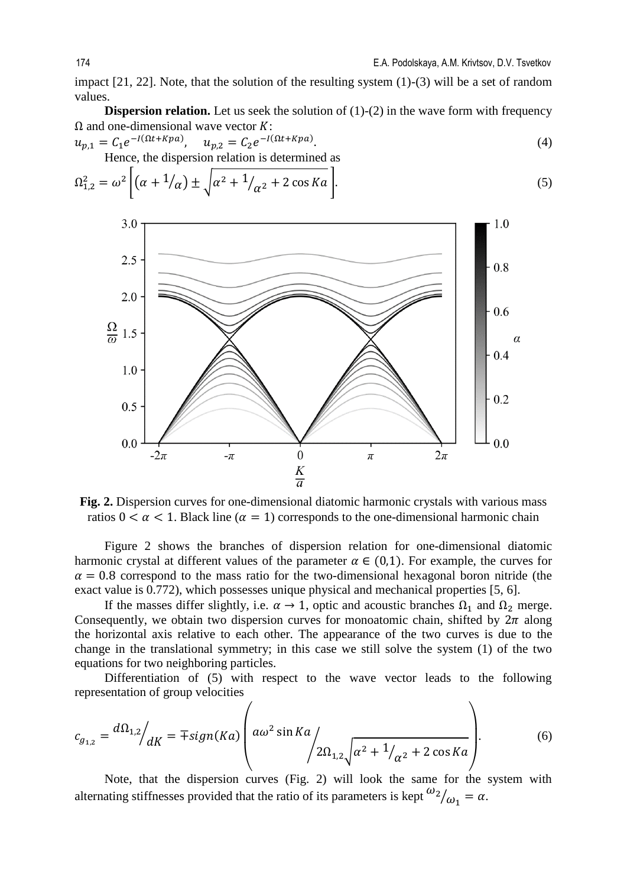impact [21, 22]. Note, that the solution of the resulting system (1)-(3) will be a set of random values.

**Dispersion relation.** Let us seek the solution of (1)-(2) in the wave form with frequency $\Omega$ and one-dimensional wave vector $K$:

$$u_{p,1} = C_1 e^{-I(\Omega t + Kpa)}, \quad u_{p,2} = C_2 e^{-I(\Omega t + Kpa)}. \tag{4}$$

Hence, the dispersion relation is determined as

$$\Omega_{1,2}^2 = \omega^2 \left[ \left(\alpha + {}^1/_\alpha\right) \pm \sqrt{\alpha^2 + {}^1/_{\alpha^2} + 2\cos Ka} \right]. \tag{5}$$

**Fig. 2.** Dispersion curves for one-dimensional diatomic harmonic crystals with various mass ratios $0 < \alpha < 1$. Black line ($\alpha = 1$) corresponds to the one-dimensional harmonic chain

Figure 2 shows the branches of dispersion relation for one-dimensional diatomic harmonic crystal at different values of the parameter $\alpha \in (0,1)$. For example, the curves for $\alpha = 0.8$ correspond to the mass ratio for the two-dimensional hexagonal boron nitride (the exact value is 0.772), which possesses unique physical and mechanical properties [5, 6].

If the masses differ slightly, i.e. $\alpha \to 1$, optic and acoustic branches $\Omega_1$ and $\Omega_2$ merge. Consequently, we obtain two dispersion curves for monoatomic chain, shifted by $2\pi$ along the horizontal axis relative to each other. The appearance of the two curves is due to the change in the translational symmetry; in this case we still solve the system (1) of the two equations for two neighboring particles.

Differentiation of (5) with respect to the wave vector leads to the following representation of group velocities

$$c_{g_{1,2}} = {}^{d\Omega_{1,2}}/_{dK} = \mp sign(Ka) \left( {}^{a\omega^2 \sin Ka}\Big/_{2\Omega_{1,2}\sqrt{\alpha^2 + {}^1/_{\alpha^2} + 2\cos Ka}} \right). \tag{6}$$

Note, that the dispersion curves (Fig. 2) will look the same for the system with alternating stiffnesses provided that the ratio of its parameters is kept ${}^{\omega_2}/_{\omega_1} = \alpha$.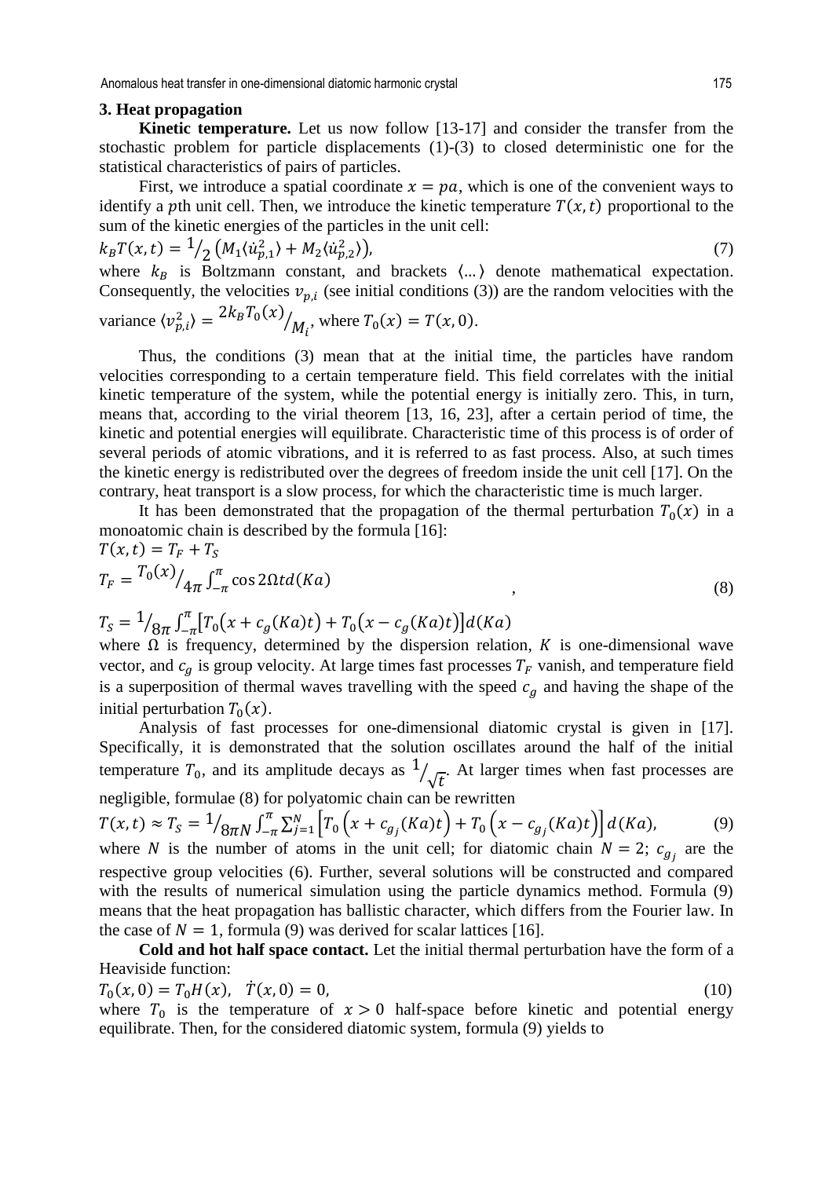## 3. Heat propagation

**Kinetic temperature.** Let us now follow [13-17] and consider the transfer from the stochastic problem for particle displacements (1)-(3) to closed deterministic one for the statistical characteristics of pairs of particles.

First, we introduce a spatial coordinate $x = pa$, which is one of the convenient ways to identify a $p$th unit cell. Then, we introduce the kinetic temperature $T(x,t)$ proportional to the sum of the kinetic energies of the particles in the unit cell:

$$k_B T(x,t) = {}^{1}\!/_{2}\left(M_1\langle \dot{u}_{p,1}^2\rangle + M_2\langle \dot{u}_{p,2}^2\rangle\right), \tag{7}$$

where $k_B$ is Boltzmann constant, and brackets $\langle \dots \rangle$ denote mathematical expectation. Consequently, the velocities $v_{p,i}$ (see initial conditions (3)) are the random velocities with the variance $\langle v_{p,i}^2\rangle = {}^{2k_B T_0(x)}\!/_{M_i}$, where $T_0(x) = T(x,0)$.

Thus, the conditions (3) mean that at the initial time, the particles have random velocities corresponding to a certain temperature field. This field correlates with the initial kinetic temperature of the system, while the potential energy is initially zero. This, in turn, means that, according to the virial theorem [13, 16, 23], after a certain period of time, the kinetic and potential energies will equilibrate. Characteristic time of this process is of order of several periods of atomic vibrations, and it is referred to as fast process. Also, at such times the kinetic energy is redistributed over the degrees of freedom inside the unit cell [17]. On the contrary, heat transport is a slow process, for which the characteristic time is much larger.

It has been demonstrated that the propagation of the thermal perturbation $T_0(x)$ in a monoatomic chain is described by the formula [16]:

$$\begin{aligned} &T(x,t) = T_F + T_S \\ &T_F = {}^{T_0(x)}\!/_{4\pi}\int_{-\pi}^{\pi}\cos 2\Omega t\, d(Ka) \\ &T_S = {}^{1}\!/_{8\pi}\int_{-\pi}^{\pi}\left[T_0\left(x + c_g(Ka)t\right) + T_0\left(x - c_g(Ka)t\right)\right]d(Ka) \end{aligned}, \tag{8}$$

where $\Omega$ is frequency, determined by the dispersion relation, $K$ is one-dimensional wave vector, and $c_g$ is group velocity. At large times fast processes $T_F$ vanish, and temperature field is a superposition of thermal waves travelling with the speed $c_g$ and having the shape of the initial perturbation $T_0(x)$.

Analysis of fast processes for one-dimensional diatomic crystal is given in [17]. Specifically, it is demonstrated that the solution oscillates around the half of the initial temperature $T_0$, and its amplitude decays as ${}^{1}\!/_{\sqrt{t}}$. At larger times when fast processes are negligible, formulae (8) for polyatomic chain can be rewritten

$$T(x,t) \approx T_S = {}^{1}\!/_{8\pi N}\int_{-\pi}^{\pi}\sum_{j=1}^{N}\left[T_0\left(x + c_{g_j}(Ka)t\right) + T_0\left(x - c_{g_j}(Ka)t\right)\right]d(Ka), \tag{9}$$

where $N$ is the number of atoms in the unit cell; for diatomic chain $N = 2$; $c_{g_j}$ are the respective group velocities (6). Further, several solutions will be constructed and compared with the results of numerical simulation using the particle dynamics method. Formula (9) means that the heat propagation has ballistic character, which differs from the Fourier law. In the case of $N = 1$, formula (9) was derived for scalar lattices [16].

**Cold and hot half space contact.** Let the initial thermal perturbation have the form of a Heaviside function:

$$T_0(x,0) = T_0 H(x), \quad \dot{T}(x,0) = 0, \tag{10}$$

where $T_0$ is the temperature of $x > 0$ half-space before kinetic and potential energy equilibrate. Then, for the considered diatomic system, formula (9) yields to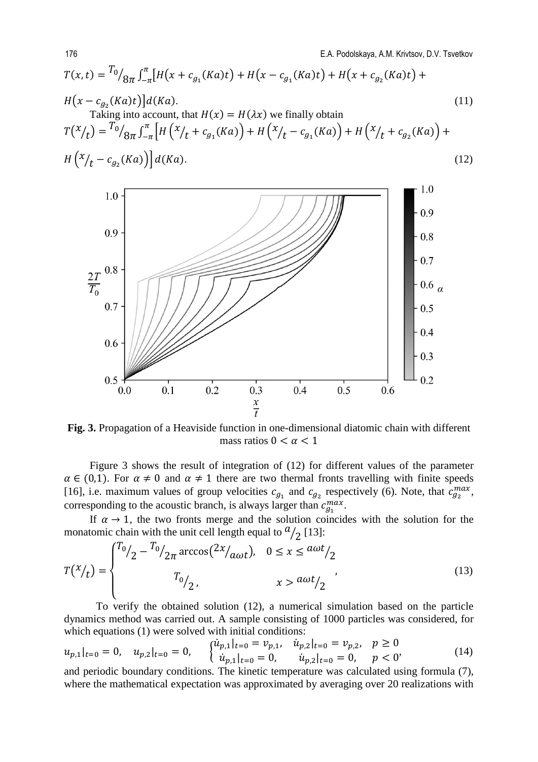$$T(x,t) = {}^{T_0}\!/_{8\pi} \int_{-\pi}^{\pi} \big[ H\big(x + c_{g_1}(Ka)t\big) + H\big(x - c_{g_1}(Ka)t\big) + H\big(x + c_{g_2}(Ka)t\big) +$$

$$H\big(x - c_{g_2}(Ka)t\big) \big] d(Ka). \tag{11}$$

Taking into account, that $H(x) = H(\lambda x)$ we finally obtain

$$T\left({}^{x}\!/_{t}\right) = {}^{T_0}\!/_{8\pi} \int_{-\pi}^{\pi} \left[ H\left({}^{x}\!/_{t} + c_{g_1}(Ka)\right) + H\left({}^{x}\!/_{t} - c_{g_1}(Ka)\right) + H\left({}^{x}\!/_{t} + c_{g_2}(Ka)\right) +\right.$$

$$\left. H\left({}^{x}\!/_{t} - c_{g_2}(Ka)\right) \right] d(Ka). \tag{12}$$

**Fig. 3.** Propagation of a Heaviside function in one-dimensional diatomic chain with different mass ratios $0 < \alpha < 1$

Figure 3 shows the result of integration of (12) for different values of the parameter $\alpha \in (0,1)$. For $\alpha \neq 0$ and $\alpha \neq 1$ there are two thermal fronts travelling with finite speeds [16], i.e. maximum values of group velocities $c_{g_1}$ and $c_{g_2}$ respectively (6). Note, that $c_{g_2}^{max}$, corresponding to the acoustic branch, is always larger than $c_{g_1}^{max}$.

If $\alpha \to 1$, the two fronts merge and the solution coincides with the solution for the monatomic chain with the unit cell length equal to ${}^{a}\!/_{2}$ [13]:

$$T\left({}^{x}\!/_{t}\right) = \begin{cases} {}^{T_0}\!/_{2} - {}^{T_0}\!/_{2\pi} \arccos\left({}^{2x}\!/_{a\omega t}\right), & 0 \le x \le {}^{a\omega t}\!/_{2} \\ {}^{T_0}\!/_{2}, & x > {}^{a\omega t}\!/_{2} \end{cases}, \tag{13}$$

To verify the obtained solution (12), a numerical simulation based on the particle dynamics method was carried out. A sample consisting of 1000 particles was considered, for which equations (1) were solved with initial conditions:

$$u_{p,1}|_{t=0} = 0, \quad u_{p,2}|_{t=0} = 0, \quad \begin{cases} \dot{u}_{p,1}|_{t=0} = v_{p,1}, & \dot{u}_{p,2}|_{t=0} = v_{p,2}, \quad p \ge 0 \\ \dot{u}_{p,1}|_{t=0} = 0, & \dot{u}_{p,2}|_{t=0} = 0, \quad p < 0 \end{cases}, \tag{14}$$

and periodic boundary conditions. The kinetic temperature was calculated using formula (7), where the mathematical expectation was approximated by averaging over 20 realizations with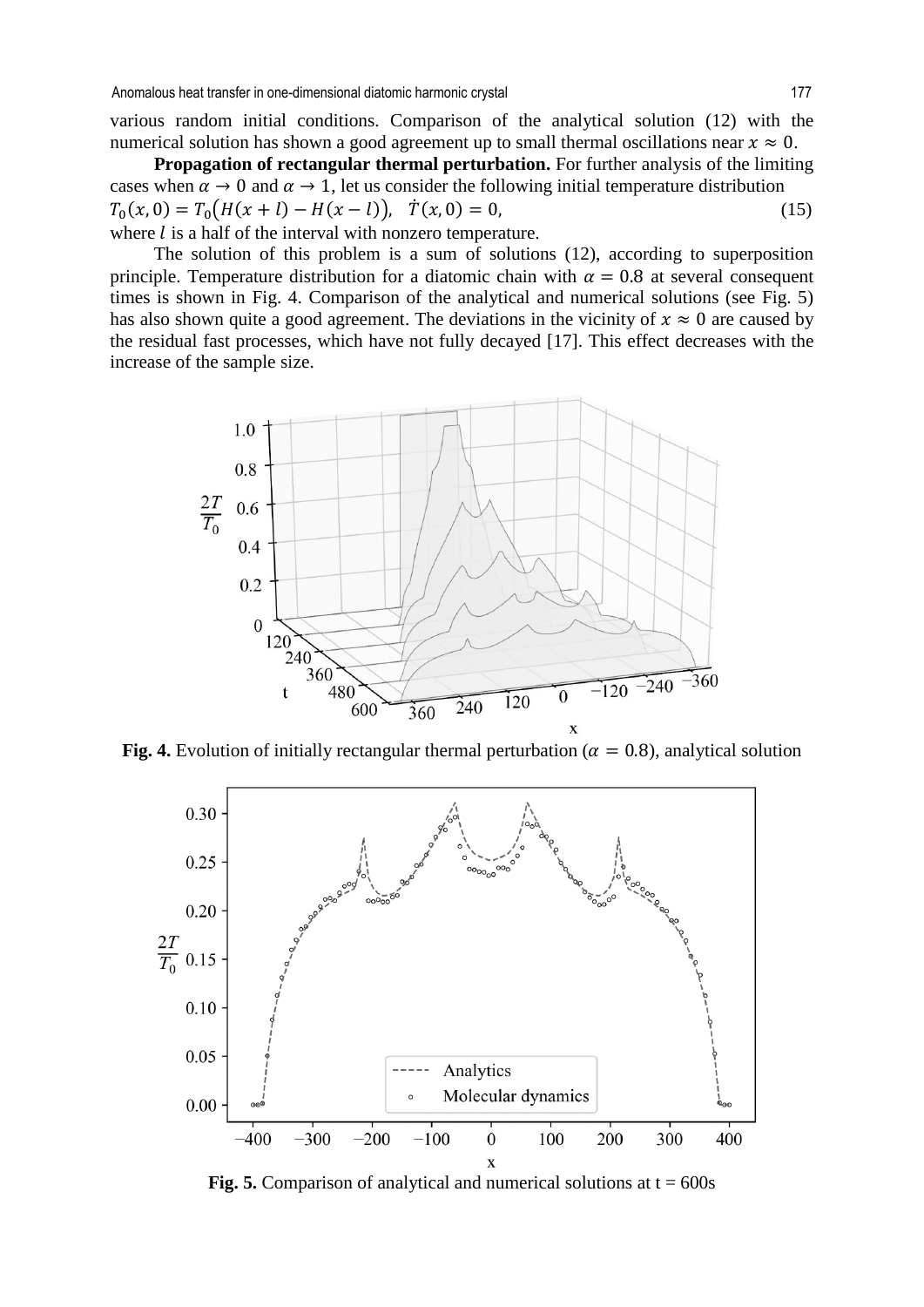various random initial conditions. Comparison of the analytical solution (12) with the numerical solution has shown a good agreement up to small thermal oscillations near $x \approx 0$.

**Propagation of rectangular thermal perturbation.** For further analysis of the limiting cases when $\alpha \to 0$ and $\alpha \to 1$, let us consider the following initial temperature distribution

$$T_0(x,0) = T_0\big(H(x+l) - H(x-l)\big), \quad \dot{T}(x,0) = 0, \tag{15}$$

where $l$ is a half of the interval with nonzero temperature.

The solution of this problem is a sum of solutions (12), according to superposition principle. Temperature distribution for a diatomic chain with $\alpha = 0.8$ at several consequent times is shown in Fig. 4. Comparison of the analytical and numerical solutions (see Fig. 5) has also shown quite a good agreement. The deviations in the vicinity of $x \approx 0$ are caused by the residual fast processes, which have not fully decayed [17]. This effect decreases with the increase of the sample size.

**Fig. 4.** Evolution of initially rectangular thermal perturbation ($\alpha = 0.8$), analytical solution

**Fig. 5.** Comparison of analytical and numerical solutions at t = 600s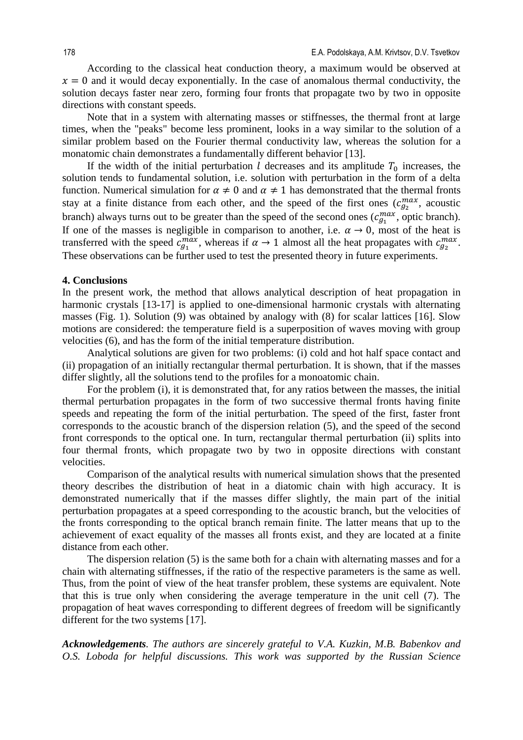According to the classical heat conduction theory, a maximum would be observed at $x = 0$ and it would decay exponentially. In the case of anomalous thermal conductivity, the solution decays faster near zero, forming four fronts that propagate two by two in opposite directions with constant speeds.

Note that in a system with alternating masses or stiffnesses, the thermal front at large times, when the "peaks" become less prominent, looks in a way similar to the solution of a similar problem based on the Fourier thermal conductivity law, whereas the solution for a monatomic chain demonstrates a fundamentally different behavior [13].

If the width of the initial perturbation $l$ decreases and its amplitude $T_0$ increases, the solution tends to fundamental solution, i.e. solution with perturbation in the form of a delta function. Numerical simulation for $\alpha \neq 0$ and $\alpha \neq 1$ has demonstrated that the thermal fronts stay at a finite distance from each other, and the speed of the first ones ($c_{g_2}^{max}$, acoustic branch) always turns out to be greater than the speed of the second ones ($c_{g_1}^{max}$, optic branch). If one of the masses is negligible in comparison to another, i.e. $\alpha \to 0$, most of the heat is transferred with the speed $c_{g_1}^{max}$, whereas if $\alpha \to 1$ almost all the heat propagates with $c_{g_2}^{max}$. These observations can be further used to test the presented theory in future experiments.

## 4. Conclusions

In the present work, the method that allows analytical description of heat propagation in harmonic crystals [13-17] is applied to one-dimensional harmonic crystals with alternating masses (Fig. 1). Solution (9) was obtained by analogy with (8) for scalar lattices [16]. Slow motions are considered: the temperature field is a superposition of waves moving with group velocities (6), and has the form of the initial temperature distribution.

Analytical solutions are given for two problems: (i) cold and hot half space contact and (ii) propagation of an initially rectangular thermal perturbation. It is shown, that if the masses differ slightly, all the solutions tend to the profiles for a monoatomic chain.

For the problem (i), it is demonstrated that, for any ratios between the masses, the initial thermal perturbation propagates in the form of two successive thermal fronts having finite speeds and repeating the form of the initial perturbation. The speed of the first, faster front corresponds to the acoustic branch of the dispersion relation (5), and the speed of the second front corresponds to the optical one. In turn, rectangular thermal perturbation (ii) splits into four thermal fronts, which propagate two by two in opposite directions with constant velocities.

Comparison of the analytical results with numerical simulation shows that the presented theory describes the distribution of heat in a diatomic chain with high accuracy. It is demonstrated numerically that if the masses differ slightly, the main part of the initial perturbation propagates at a speed corresponding to the acoustic branch, but the velocities of the fronts corresponding to the optical branch remain finite. The latter means that up to the achievement of exact equality of the masses all fronts exist, and they are located at a finite distance from each other.

The dispersion relation (5) is the same both for a chain with alternating masses and for a chain with alternating stiffnesses, if the ratio of the respective parameters is the same as well. Thus, from the point of view of the heat transfer problem, these systems are equivalent. Note that this is true only when considering the average temperature in the unit cell (7). The propagation of heat waves corresponding to different degrees of freedom will be significantly different for the two systems [17].

***Acknowledgements****. The authors are sincerely grateful to V.A. Kuzkin, M.B. Babenkov and O.S. Loboda for helpful discussions. This work was supported by the Russian Science*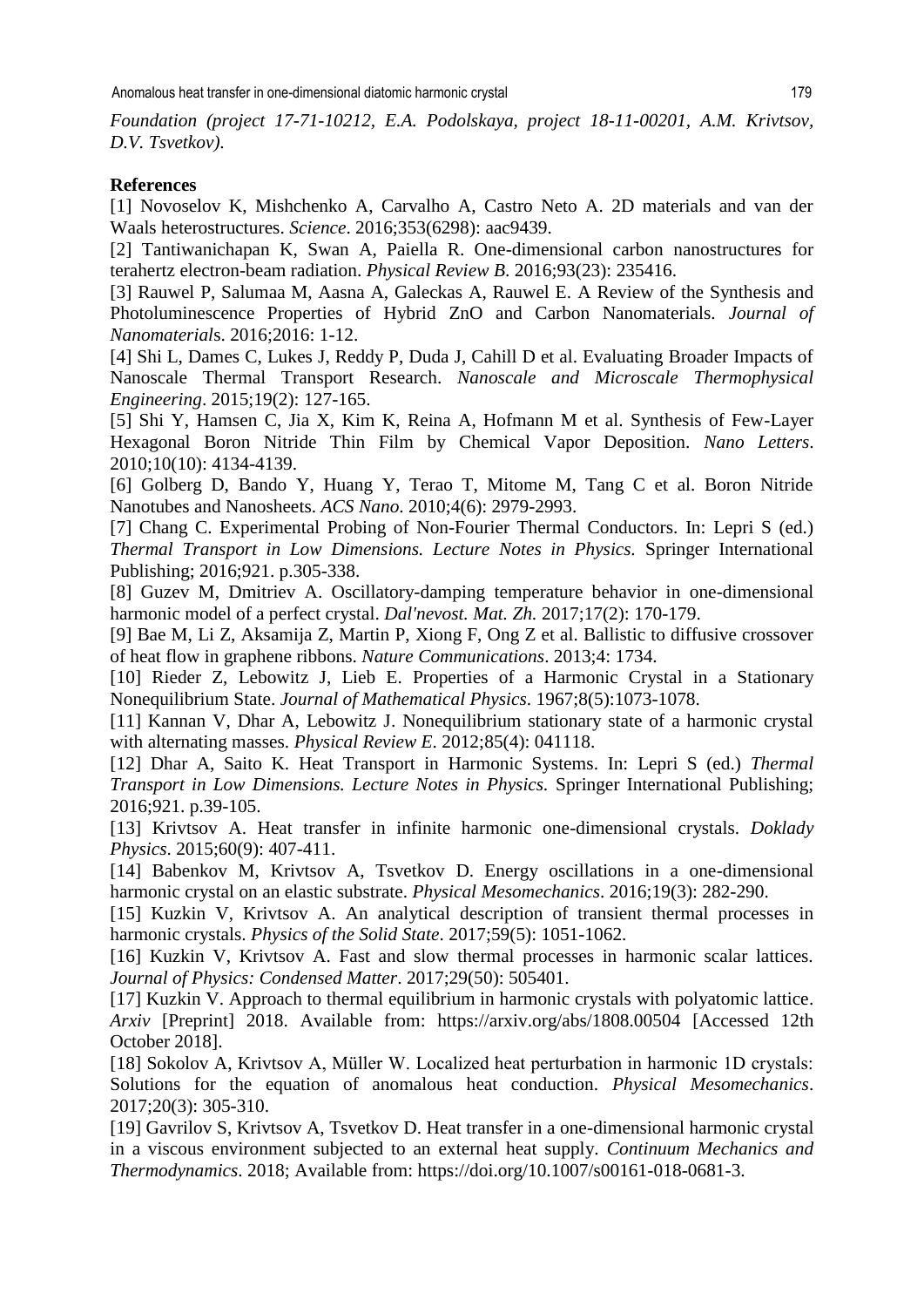*Foundation (project 17-71-10212, E.A. Podolskaya, project 18-11-00201, A.M. Krivtsov, D.V. Tsvetkov).*

**References**

[1] Novoselov K, Mishchenko A, Carvalho A, Castro Neto A. 2D materials and van der Waals heterostructures. *Science*. 2016;353(6298): aac9439.

[2] Tantiwanichapan K, Swan A, Paiella R. One-dimensional carbon nanostructures for terahertz electron-beam radiation. *Physical Review B*. 2016;93(23): 235416.

[3] Rauwel P, Salumaa M, Aasna A, Galeckas A, Rauwel E. A Review of the Synthesis and Photoluminescence Properties of Hybrid ZnO and Carbon Nanomaterials. *Journal of Nanomaterials*. 2016;2016: 1-12.

[4] Shi L, Dames C, Lukes J, Reddy P, Duda J, Cahill D et al. Evaluating Broader Impacts of Nanoscale Thermal Transport Research. *Nanoscale and Microscale Thermophysical Engineering*. 2015;19(2): 127-165.

[5] Shi Y, Hamsen C, Jia X, Kim K, Reina A, Hofmann M et al. Synthesis of Few-Layer Hexagonal Boron Nitride Thin Film by Chemical Vapor Deposition. *Nano Letters*. 2010;10(10): 4134-4139.

[6] Golberg D, Bando Y, Huang Y, Terao T, Mitome M, Tang C et al. Boron Nitride Nanotubes and Nanosheets. *ACS Nano*. 2010;4(6): 2979-2993.

[7] Chang C. Experimental Probing of Non-Fourier Thermal Conductors. In: Lepri S (ed.) *Thermal Transport in Low Dimensions. Lecture Notes in Physics.* Springer International Publishing; 2016;921. p.305-338.

[8] Guzev M, Dmitriev A. Oscillatory-damping temperature behavior in one-dimensional harmonic model of a perfect crystal. *Dal'nevost. Mat. Zh.* 2017;17(2): 170-179.

[9] Bae M, Li Z, Aksamija Z, Martin P, Xiong F, Ong Z et al. Ballistic to diffusive crossover of heat flow in graphene ribbons. *Nature Communications*. 2013;4: 1734.

[10] Rieder Z, Lebowitz J, Lieb E. Properties of a Harmonic Crystal in a Stationary Nonequilibrium State. *Journal of Mathematical Physics*. 1967;8(5):1073-1078.

[11] Kannan V, Dhar A, Lebowitz J. Nonequilibrium stationary state of a harmonic crystal with alternating masses. *Physical Review E*. 2012;85(4): 041118.

[12] Dhar A, Saito K. Heat Transport in Harmonic Systems. In: Lepri S (ed.) *Thermal Transport in Low Dimensions. Lecture Notes in Physics.* Springer International Publishing; 2016;921. p.39-105.

[13] Krivtsov A. Heat transfer in infinite harmonic one-dimensional crystals. *Doklady Physics*. 2015;60(9): 407-411.

[14] Babenkov M, Krivtsov A, Tsvetkov D. Energy oscillations in a one-dimensional harmonic crystal on an elastic substrate. *Physical Mesomechanics*. 2016;19(3): 282-290.

[15] Kuzkin V, Krivtsov A. An analytical description of transient thermal processes in harmonic crystals. *Physics of the Solid State*. 2017;59(5): 1051-1062.

[16] Kuzkin V, Krivtsov A. Fast and slow thermal processes in harmonic scalar lattices. *Journal of Physics: Condensed Matter*. 2017;29(50): 505401.

[17] Kuzkin V. Approach to thermal equilibrium in harmonic crystals with polyatomic lattice. *Arxiv* [Preprint] 2018. Available from: https://arxiv.org/abs/1808.00504 [Accessed 12th October 2018].

[18] Sokolov A, Krivtsov A, Müller W. Localized heat perturbation in harmonic 1D crystals: Solutions for the equation of anomalous heat conduction. *Physical Mesomechanics*. 2017;20(3): 305-310.

[19] Gavrilov S, Krivtsov A, Tsvetkov D. Heat transfer in a one-dimensional harmonic crystal in a viscous environment subjected to an external heat supply. *Continuum Mechanics and Thermodynamics*. 2018; Available from: https://doi.org/10.1007/s00161-018-0681-3.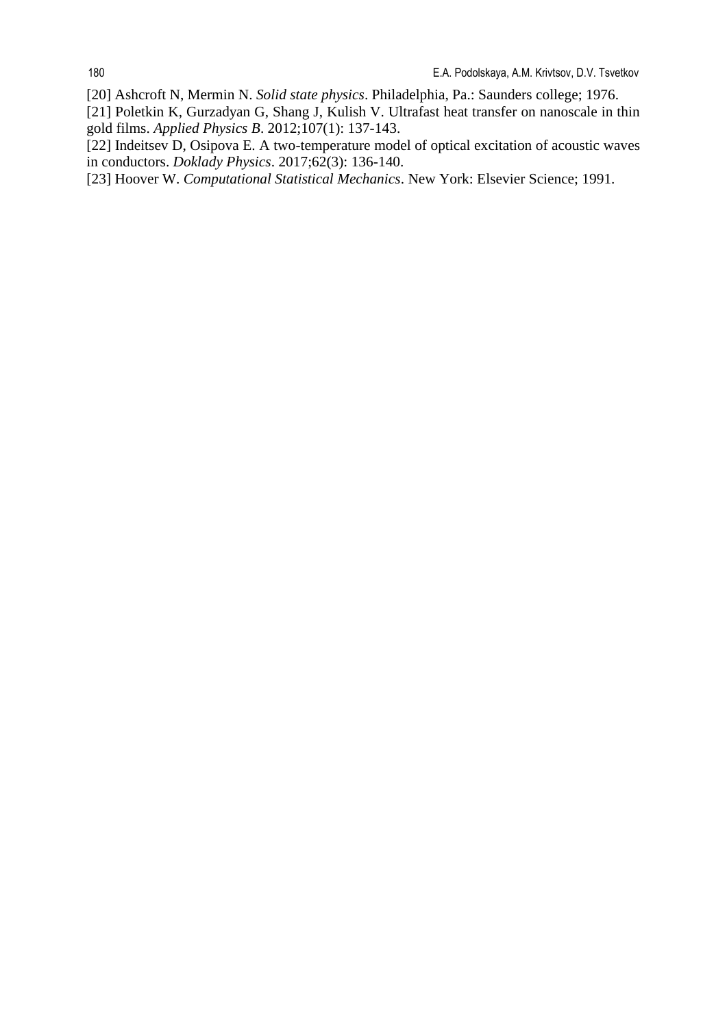[20] Ashcroft N, Mermin N. *Solid state physics*. Philadelphia, Pa.: Saunders college; 1976.

[21] Poletkin K, Gurzadyan G, Shang J, Kulish V. Ultrafast heat transfer on nanoscale in thin gold films. *Applied Physics B*. 2012;107(1): 137-143.

[22] Indeitsev D, Osipova E. A two-temperature model of optical excitation of acoustic waves in conductors. *Doklady Physics*. 2017;62(3): 136-140.

[23] Hoover W. *Computational Statistical Mechanics*. New York: Elsevier Science; 1991.